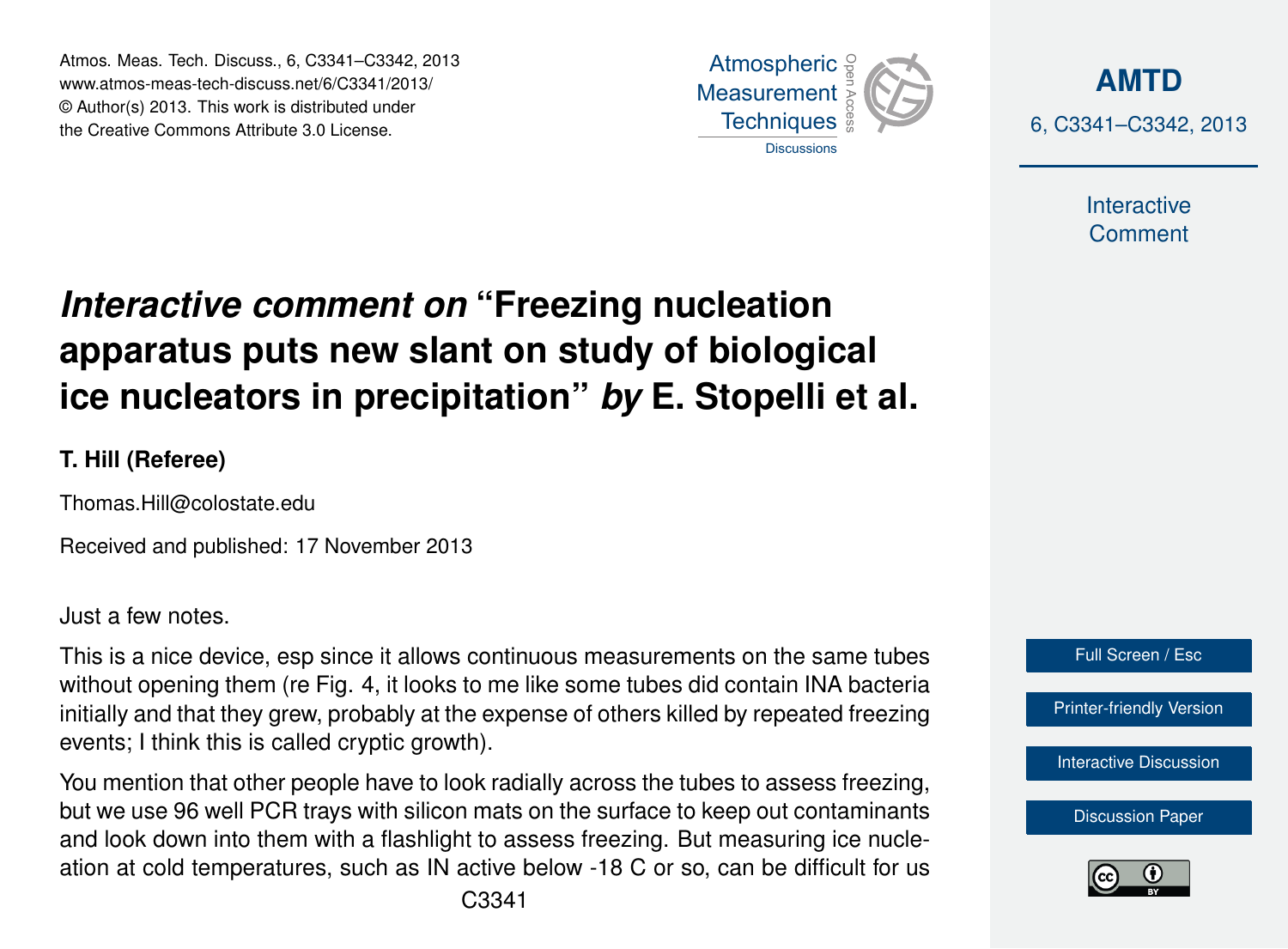# *Interactive comment on* "Freezing nucleation apparatus puts new slant on study of biological ice nucleators in precipitation" *by* E. Stopelli et al.

**T. Hill (Referee)**

Thomas.Hill@colostate.edu

Received and published: 17 November 2013

Just a few notes.

This is a nice device, esp since it allows continuous measurements on the same tubes without opening them (re Fig. 4, it looks to me like some tubes did contain INA bacteria initially and that they grew, probably at the expense of others killed by repeated freezing events; I think this is called cryptic growth).

You mention that other people have to look radially across the tubes to assess freezing, but we use 96 well PCR trays with silicon mats on the surface to keep out contaminants and look down into them with a flashlight to assess freezing. But measuring ice nucleation at cold temperatures, such as IN active below -18 C or so, can be difficult for us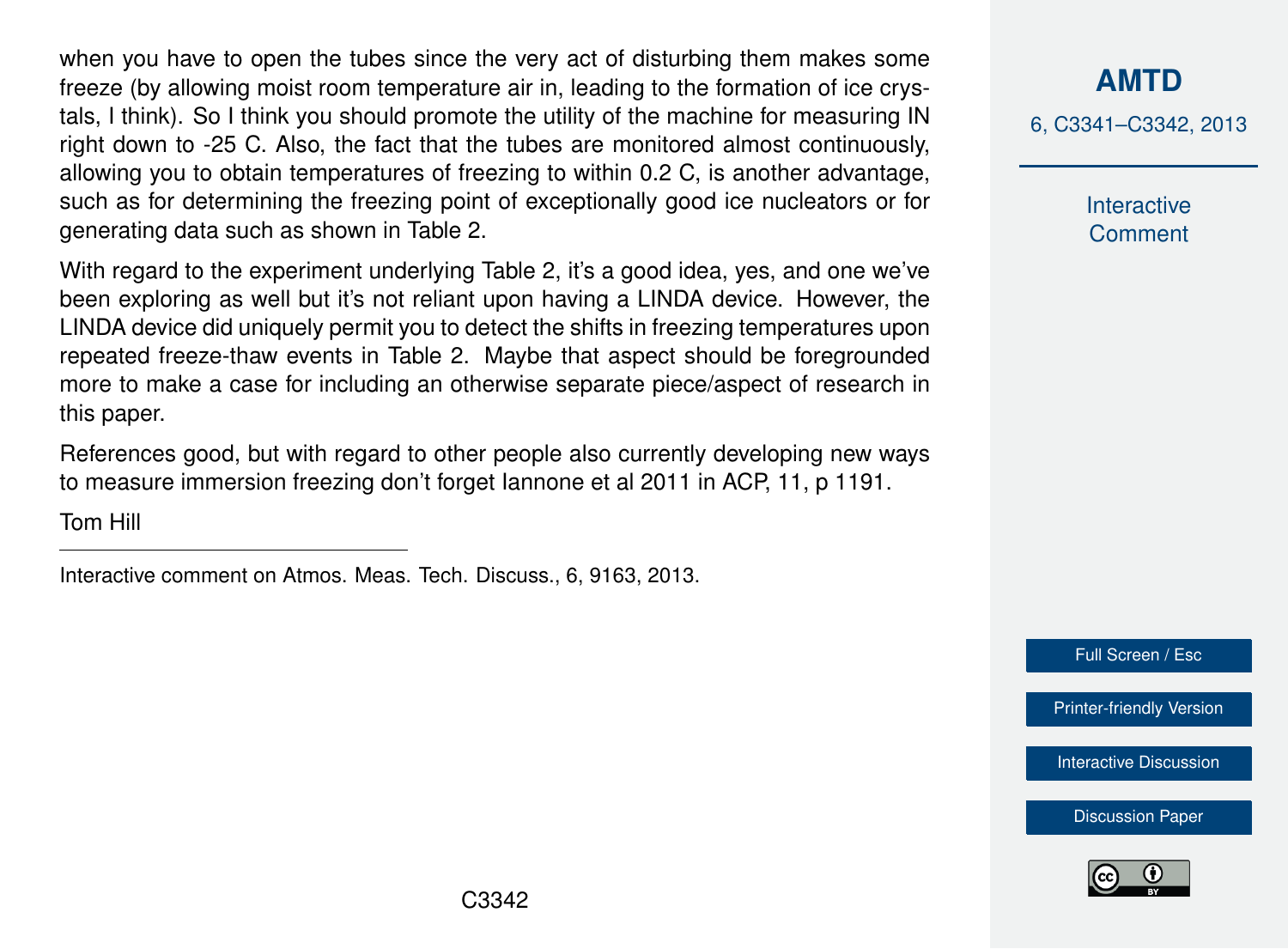when you have to open the tubes since the very act of disturbing them makes some freeze (by allowing moist room temperature air in, leading to the formation of ice crystals, I think). So I think you should promote the utility of the machine for measuring IN right down to -25 C. Also, the fact that the tubes are monitored almost continuously, allowing you to obtain temperatures of freezing to within 0.2 C, is another advantage, such as for determining the freezing point of exceptionally good ice nucleators or for generating data such as shown in Table 2.

With regard to the experiment underlying Table 2, it's a good idea, yes, and one we've been exploring as well but it's not reliant upon having a LINDA device. However, the LINDA device did uniquely permit you to detect the shifts in freezing temperatures upon repeated freeze-thaw events in Table 2. Maybe that aspect should be foregrounded more to make a case for including an otherwise separate piece/aspect of research in this paper.

References good, but with regard to other people also currently developing new ways to measure immersion freezing don't forget Iannone et al 2011 in ACP, 11, p 1191.

Tom Hill

---

Interactive comment on Atmos. Meas. Tech. Discuss., 6, 9163, 2013.